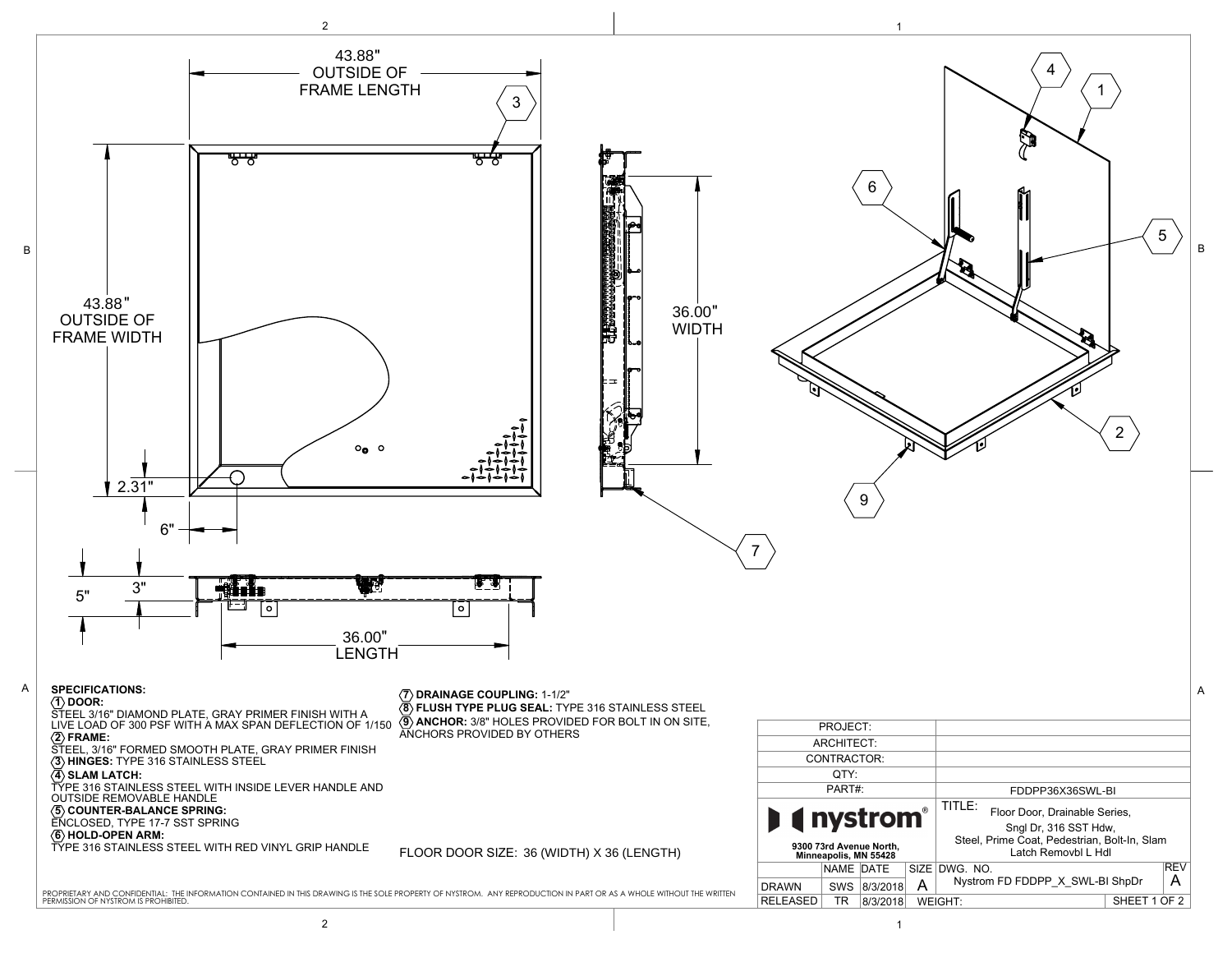43.88" OUTSIDE OF FRAME LENGTH

43.88" OUTSIDE OF FRAME WIDTH

36.00" WIDTH

2.31"

6"

5"

3"

36.00" LENGTH

**SPECIFICATIONS:**

**(1) DOOR:**
STEEL 3/16" DIAMOND PLATE, GRAY PRIMER FINISH WITH A LIVE LOAD OF 300 PSF WITH A MAX SPAN DEFLECTION OF 1/150

**(2) FRAME:**
STEEL, 3/16" FORMED SMOOTH PLATE, GRAY PRIMER FINISH

**(3) HINGES:** TYPE 316 STAINLESS STEEL

**(4) SLAM LATCH:**
TYPE 316 STAINLESS STEEL WITH INSIDE LEVER HANDLE AND OUTSIDE REMOVABLE HANDLE

**(5) COUNTER-BALANCE SPRING:**
ENCLOSED, TYPE 17-7 SST SPRING

**(6) HOLD-OPEN ARM:**
TYPE 316 STAINLESS STEEL WITH RED VINYL GRIP HANDLE

**(7) DRAINAGE COUPLING:** 1-1/2"

**(8) FLUSH TYPE PLUG SEAL:** TYPE 316 STAINLESS STEEL

**(9) ANCHOR:** 3/8" HOLES PROVIDED FOR BOLT IN ON SITE, ANCHORS PROVIDED BY OTHERS

FLOOR DOOR SIZE: 36 (WIDTH) X 36 (LENGTH)

| | | | | |
|---|---|---|---|---|
| PROJECT: | | | | |
| ARCHITECT: | | | | |
| CONTRACTOR: | | | | |
| QTY: | | | | |
| PART#: | | | FDDPP36X36SWL-BI | |

nystrom®
9300 73rd Avenue North, Minneapolis, MN 55428

TITLE: Floor Door, Drainable Series, Sngl Dr, 316 SST Hdw, Steel, Prime Coat, Pedestrian, Bolt-In, Slam Latch Removbl L Hdl

| | NAME | DATE | SIZE | DWG. NO. | REV |
|---|---|---|---|---|---|
| DRAWN | SWS | 8/3/2018 | A | Nystrom FD FDDPP_X_SWL-BI ShpDr | A |
| RELEASED | TR | 8/3/2018 | WEIGHT: | | SHEET 1 OF 2 |

PROPRIETARY AND CONFIDENTIAL: THE INFORMATION CONTAINED IN THIS DRAWING IS THE SOLE PROPERTY OF NYSTROM. ANY REPRODUCTION IN PART OR AS A WHOLE WITHOUT THE WRITTEN PERMISSION OF NYSTROM IS PROHIBITED.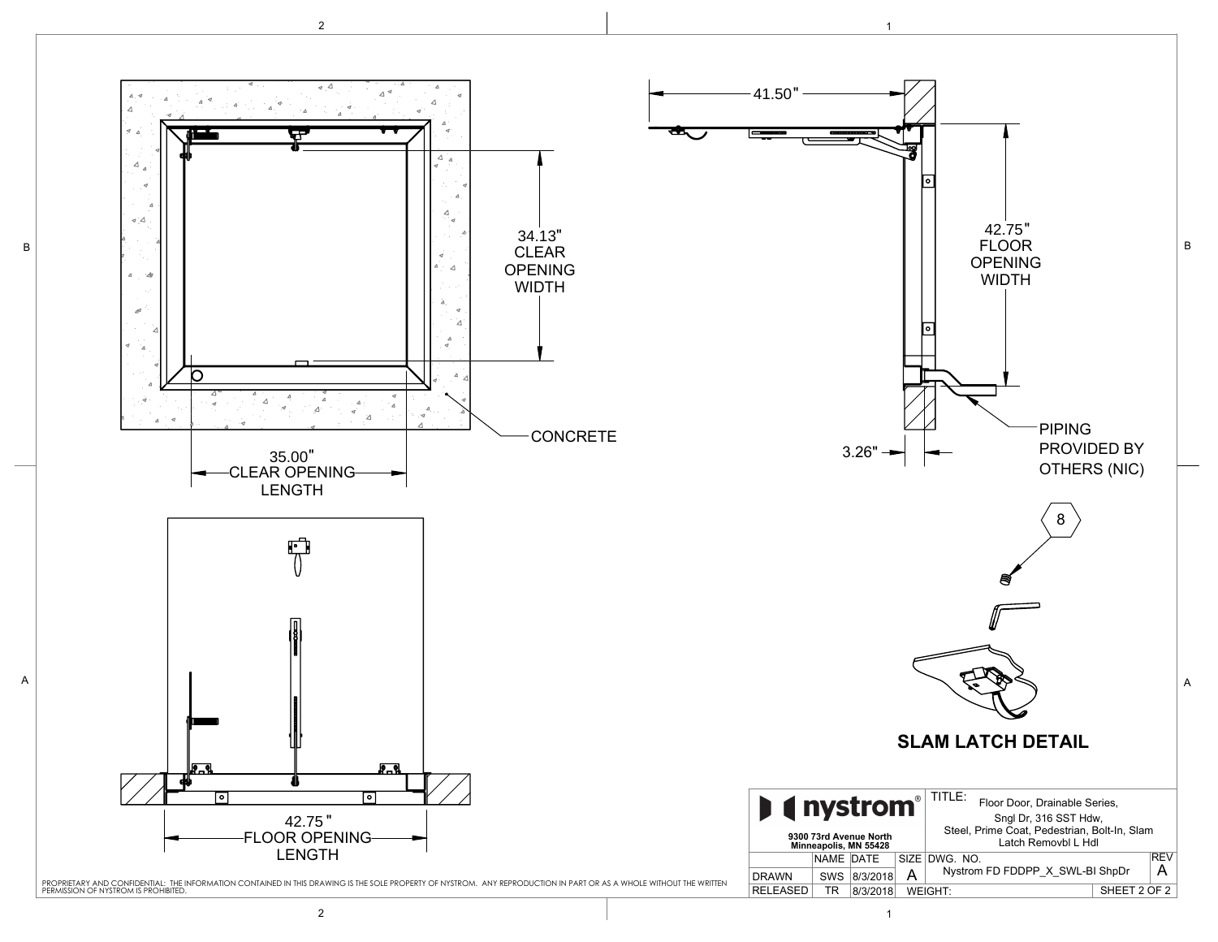34.13"
CLEAR
OPENING
WIDTH

CONCRETE

35.00"
CLEAR OPENING
LENGTH

41.50"

42.75"
FLOOR
OPENING
WIDTH

3.26"

PIPING
PROVIDED BY
OTHERS (NIC)

8

**SLAM LATCH DETAIL**

42.75"
FLOOR OPENING
LENGTH

PROPRIETARY AND CONFIDENTIAL: THE INFORMATION CONTAINED IN THIS DRAWING IS THE SOLE PROPERTY OF NYSTROM. ANY REPRODUCTION IN PART OR AS A WHOLE WITHOUT THE WRITTEN PERMISSION OF NYSTROM IS PROHIBITED.

**nystrom**®

**9300 73rd Avenue North**
**Minneapolis, MN 55428**

TITLE: Floor Door, Drainable Series, Sngl Dr, 316 SST Hdw, Steel, Prime Coat, Pedestrian, Bolt-In, Slam Latch Removbl L Hdl

| | NAME | DATE | SIZE | DWG. NO. | REV |
|---|---|---|---|---|---|
| DRAWN | SWS | 8/3/2018 | A | Nystrom FD FDDPP_X_SWL-BI ShpDr | A |
| RELEASED | TR | 8/3/2018 | WEIGHT: | | SHEET 2 OF 2 |